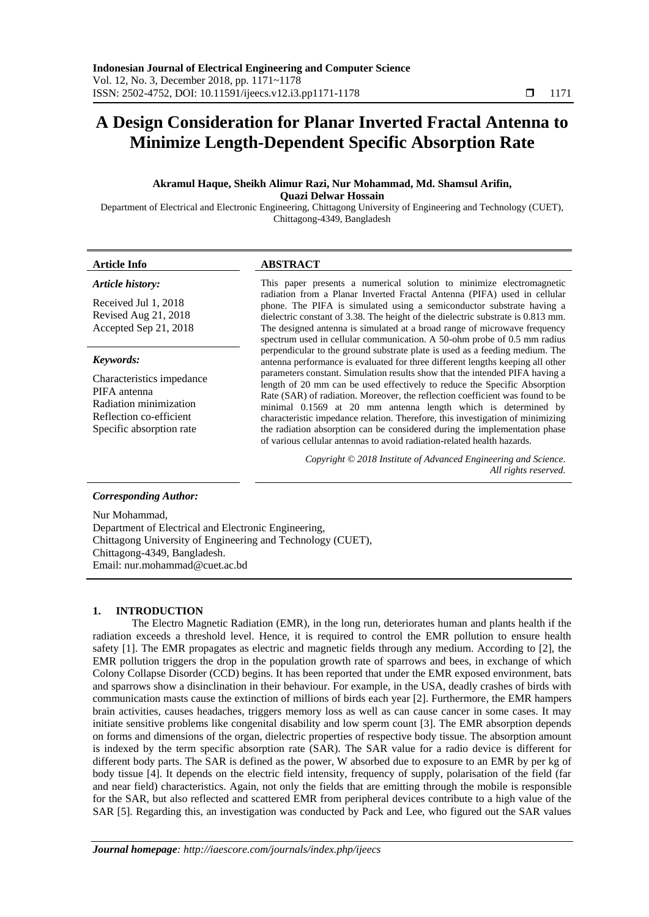# A Design Consideration for Planar Inverted Fractal Antenna to Minimize Length-Dependent Specific Absorption Rate

**Akramul Haque, Sheikh Alimur Razi, Nur Mohammad, Md. Shamsul Arifin, Quazi Delwar Hossain**

Department of Electrical and Electronic Engineering, Chittagong University of Engineering and Technology (CUET), Chittagong-4349, Bangladesh

**Article Info**

*Article history:*

Received Jul 1, 2018
Revised Aug 21, 2018
Accepted Sep 21, 2018

*Keywords:*

Characteristics impedance
PIFA antenna
Radiation minimization
Reflection co-efficient
Specific absorption rate

**ABSTRACT**

This paper presents a numerical solution to minimize electromagnetic radiation from a Planar Inverted Fractal Antenna (PIFA) used in cellular phone. The PIFA is simulated using a semiconductor substrate having a dielectric constant of 3.38. The height of the dielectric substrate is 0.813 mm. The designed antenna is simulated at a broad range of microwave frequency spectrum used in cellular communication. A 50-ohm probe of 0.5 mm radius perpendicular to the ground substrate plate is used as a feeding medium. The antenna performance is evaluated for three different lengths keeping all other parameters constant. Simulation results show that the intended PIFA having a length of 20 mm can be used effectively to reduce the Specific Absorption Rate (SAR) of radiation. Moreover, the reflection coefficient was found to be minimal 0.1569 at 20 mm antenna length which is determined by characteristic impedance relation. Therefore, this investigation of minimizing the radiation absorption can be considered during the implementation phase of various cellular antennas to avoid radiation-related health hazards.

*Copyright © 2018 Institute of Advanced Engineering and Science. All rights reserved.*

***Corresponding Author:***

Nur Mohammad,
Department of Electrical and Electronic Engineering,
Chittagong University of Engineering and Technology (CUET),
Chittagong-4349, Bangladesh.
Email: nur.mohammad@cuet.ac.bd

## 1. INTRODUCTION

The Electro Magnetic Radiation (EMR), in the long run, deteriorates human and plants health if the radiation exceeds a threshold level. Hence, it is required to control the EMR pollution to ensure health safety [1]. The EMR propagates as electric and magnetic fields through any medium. According to [2], the EMR pollution triggers the drop in the population growth rate of sparrows and bees, in exchange of which Colony Collapse Disorder (CCD) begins. It has been reported that under the EMR exposed environment, bats and sparrows show a disinclination in their behaviour. For example, in the USA, deadly crashes of birds with communication masts cause the extinction of millions of birds each year [2]. Furthermore, the EMR hampers brain activities, causes headaches, triggers memory loss as well as can cause cancer in some cases. It may initiate sensitive problems like congenital disability and low sperm count [3]. The EMR absorption depends on forms and dimensions of the organ, dielectric properties of respective body tissue. The absorption amount is indexed by the term specific absorption rate (SAR). The SAR value for a radio device is different for different body parts. The SAR is defined as the power, W absorbed due to exposure to an EMR by per kg of body tissue [4]. It depends on the electric field intensity, frequency of supply, polarisation of the field (far and near field) characteristics. Again, not only the fields that are emitting through the mobile is responsible for the SAR, but also reflected and scattered EMR from peripheral devices contribute to a high value of the SAR [5]. Regarding this, an investigation was conducted by Pack and Lee, who figured out the SAR values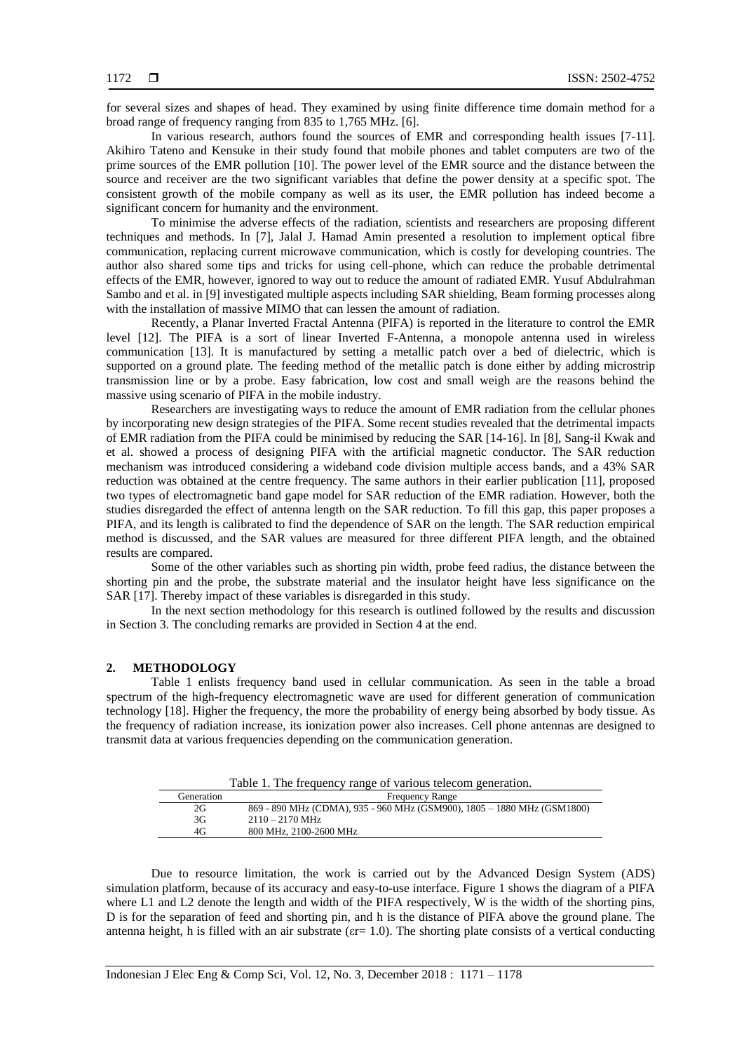for several sizes and shapes of head. They examined by using finite difference time domain method for a broad range of frequency ranging from 835 to 1,765 MHz. [6].

In various research, authors found the sources of EMR and corresponding health issues [7-11]. Akihiro Tateno and Kensuke in their study found that mobile phones and tablet computers are two of the prime sources of the EMR pollution [10]. The power level of the EMR source and the distance between the source and receiver are the two significant variables that define the power density at a specific spot. The consistent growth of the mobile company as well as its user, the EMR pollution has indeed become a significant concern for humanity and the environment.

To minimise the adverse effects of the radiation, scientists and researchers are proposing different techniques and methods. In [7], Jalal J. Hamad Amin presented a resolution to implement optical fibre communication, replacing current microwave communication, which is costly for developing countries. The author also shared some tips and tricks for using cell-phone, which can reduce the probable detrimental effects of the EMR, however, ignored to way out to reduce the amount of radiated EMR. Yusuf Abdulrahman Sambo and et al. in [9] investigated multiple aspects including SAR shielding, Beam forming processes along with the installation of massive MIMO that can lessen the amount of radiation.

Recently, a Planar Inverted Fractal Antenna (PIFA) is reported in the literature to control the EMR level [12]. The PIFA is a sort of linear Inverted F-Antenna, a monopole antenna used in wireless communication [13]. It is manufactured by setting a metallic patch over a bed of dielectric, which is supported on a ground plate. The feeding method of the metallic patch is done either by adding microstrip transmission line or by a probe. Easy fabrication, low cost and small weigh are the reasons behind the massive using scenario of PIFA in the mobile industry.

Researchers are investigating ways to reduce the amount of EMR radiation from the cellular phones by incorporating new design strategies of the PIFA. Some recent studies revealed that the detrimental impacts of EMR radiation from the PIFA could be minimised by reducing the SAR [14-16]. In [8], Sang-il Kwak and et al. showed a process of designing PIFA with the artificial magnetic conductor. The SAR reduction mechanism was introduced considering a wideband code division multiple access bands, and a 43% SAR reduction was obtained at the centre frequency. The same authors in their earlier publication [11], proposed two types of electromagnetic band gape model for SAR reduction of the EMR radiation. However, both the studies disregarded the effect of antenna length on the SAR reduction. To fill this gap, this paper proposes a PIFA, and its length is calibrated to find the dependence of SAR on the length. The SAR reduction empirical method is discussed, and the SAR values are measured for three different PIFA length, and the obtained results are compared.

Some of the other variables such as shorting pin width, probe feed radius, the distance between the shorting pin and the probe, the substrate material and the insulator height have less significance on the SAR [17]. Thereby impact of these variables is disregarded in this study.

In the next section methodology for this research is outlined followed by the results and discussion in Section 3. The concluding remarks are provided in Section 4 at the end.

## 2. METHODOLOGY

Table 1 enlists frequency band used in cellular communication. As seen in the table a broad spectrum of the high-frequency electromagnetic wave are used for different generation of communication technology [18]. Higher the frequency, the more the probability of energy being absorbed by body tissue. As the frequency of radiation increase, its ionization power also increases. Cell phone antennas are designed to transmit data at various frequencies depending on the communication generation.

Table 1. The frequency range of various telecom generation.

| Generation | Frequency Range |
|---|---|
| 2G | 869 - 890 MHZ (CDMA), 935 - 960 MHZ (GSM900), 1805 – 1880 MHZ (GSM1800) |
| 3G | 2110 – 2170 MHz |
| 4G | 800 MHz, 2100-2600 MHz |

Due to resource limitation, the work is carried out by the Advanced Design System (ADS) simulation platform, because of its accuracy and easy-to-use interface. Figure 1 shows the diagram of a PIFA where L1 and L2 denote the length and width of the PIFA respectively, W is the width of the shorting pins, D is for the separation of feed and shorting pin, and h is the distance of PIFA above the ground plane. The antenna height, h is filled with an air substrate ($\varepsilon r = 1.0$). The shorting plate consists of a vertical conducting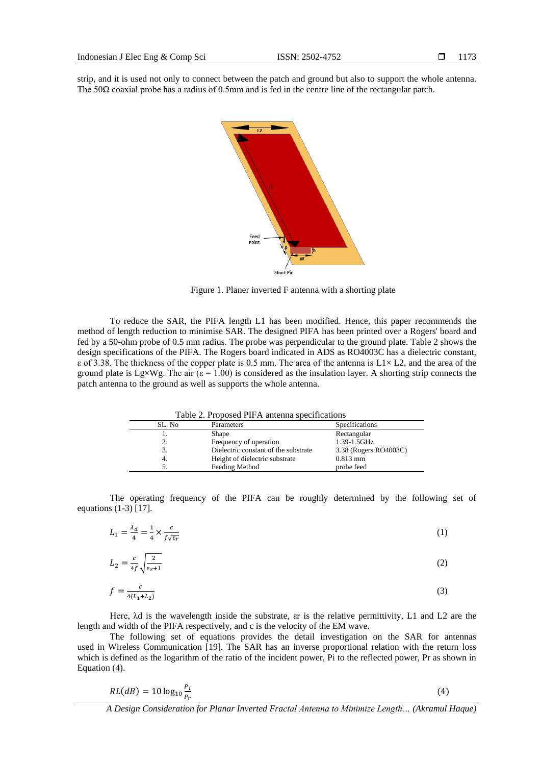strip, and it is used not only to connect between the patch and ground but also to support the whole antenna. The 50Ω coaxial probe has a radius of 0.5mm and is fed in the centre line of the rectangular patch.

Figure 1. Planer inverted F antenna with a shorting plate

To reduce the SAR, the PIFA length L1 has been modified. Hence, this paper recommends the method of length reduction to minimise SAR. The designed PIFA has been printed over a Rogers' board and fed by a 50-ohm probe of 0.5 mm radius. The probe was perpendicular to the ground plate. Table 2 shows the design specifications of the PIFA. The Rogers board indicated in ADS as RO4003C has a dielectric constant, ε of 3.38. The thickness of the copper plate is 0.5 mm. The area of the antenna is L1× L2, and the area of the ground plate is Lg×Wg. The air (ε = 1.00) is considered as the insulation layer. A shorting strip connects the patch antenna to the ground as well as supports the whole antenna.

Table 2. Proposed PIFA antenna specifications

| SL. No | Parameters | Specifications |
|---|---|---|
| 1. | Shape | Rectangular |
| 2. | Frequency of operation | 1.39-1.5GHz |
| 3. | Dielectric constant of the substrate | 3.38 (Rogers RO4003C) |
| 4. | Height of dielectric substrate | 0.813 mm |
| 5. | Feeding Method | probe feed |

The operating frequency of the PIFA can be roughly determined by the following set of equations (1-3) [17].

$$L_1 = \frac{\lambda_d}{4} = \frac{1}{4} \times \frac{c}{f\sqrt{\varepsilon_r}} \quad (1)$$

$$L_2 = \frac{c}{4f}\sqrt{\frac{2}{\varepsilon_r + 1}} \quad (2)$$

$$f = \frac{c}{4(L_1 + L_2)} \quad (3)$$

Here, $\lambda_d$ is the wavelength inside the substrate, $\varepsilon_r$ is the relative permittivity, L1 and L2 are the length and width of the PIFA respectively, and c is the velocity of the EM wave.

The following set of equations provides the detail investigation on the SAR for antennas used in Wireless Communication [19]. The SAR has an inverse proportional relation with the return loss which is defined as the logarithm of the ratio of the incident power, Pi to the reflected power, Pr as shown in Equation (4).

$$RL(dB) = 10\log_{10}\frac{P_i}{P_r} \quad (4)$$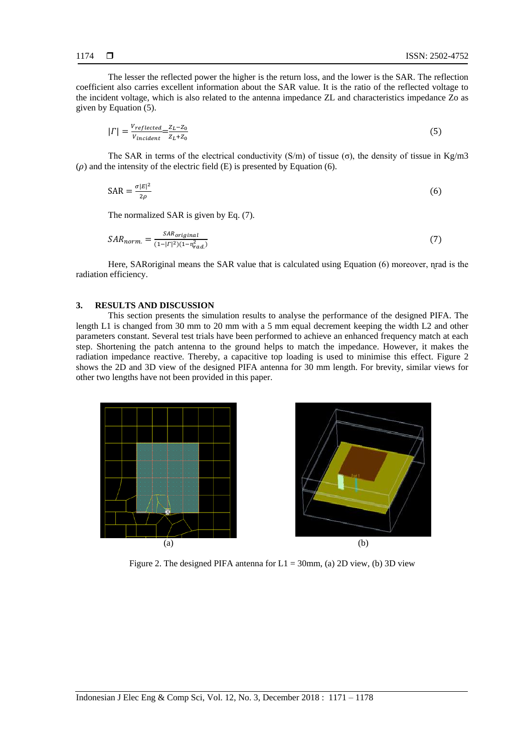The lesser the reflected power the higher is the return loss, and the lower is the SAR. The reflection coefficient also carries excellent information about the SAR value. It is the ratio of the reflected voltage to the incident voltage, which is also related to the antenna impedance ZL and characteristics impedance Zo as given by Equation (5).

$$|\Gamma| = \frac{V_{reflected}}{V_{incident}} = \frac{Z_L - Z_0}{Z_L + Z_0} \tag{5}$$

The SAR in terms of the electrical conductivity (S/m) of tissue (σ), the density of tissue in Kg/m3 ($\rho$) and the intensity of the electric field (E) is presented by Equation (6).

$$\text{SAR} = \frac{\sigma |E|^2}{2\rho} \tag{6}$$

The normalized SAR is given by Eq. (7).

$$SAR_{norm.} = \frac{SAR_{original}}{(1-|\Gamma|^2)(1-\eta_{rad.}^2)} \tag{7}$$

Here, SARoriginal means the SAR value that is calculated using Equation (6) moreover, ηrad is the radiation efficiency.

## 3. RESULTS AND DISCUSSION

This section presents the simulation results to analyse the performance of the designed PIFA. The length L1 is changed from 30 mm to 20 mm with a 5 mm equal decrement keeping the width L2 and other parameters constant. Several test trials have been performed to achieve an enhanced frequency match at each step. Shortening the patch antenna to the ground helps to match the impedance. However, it makes the radiation impedance reactive. Thereby, a capacitive top loading is used to minimise this effect. Figure 2 shows the 2D and 3D view of the designed PIFA antenna for 30 mm length. For brevity, similar views for other two lengths have not been provided in this paper.

(a) (b)

Figure 2. The designed PIFA antenna for L1 = 30mm, (a) 2D view, (b) 3D view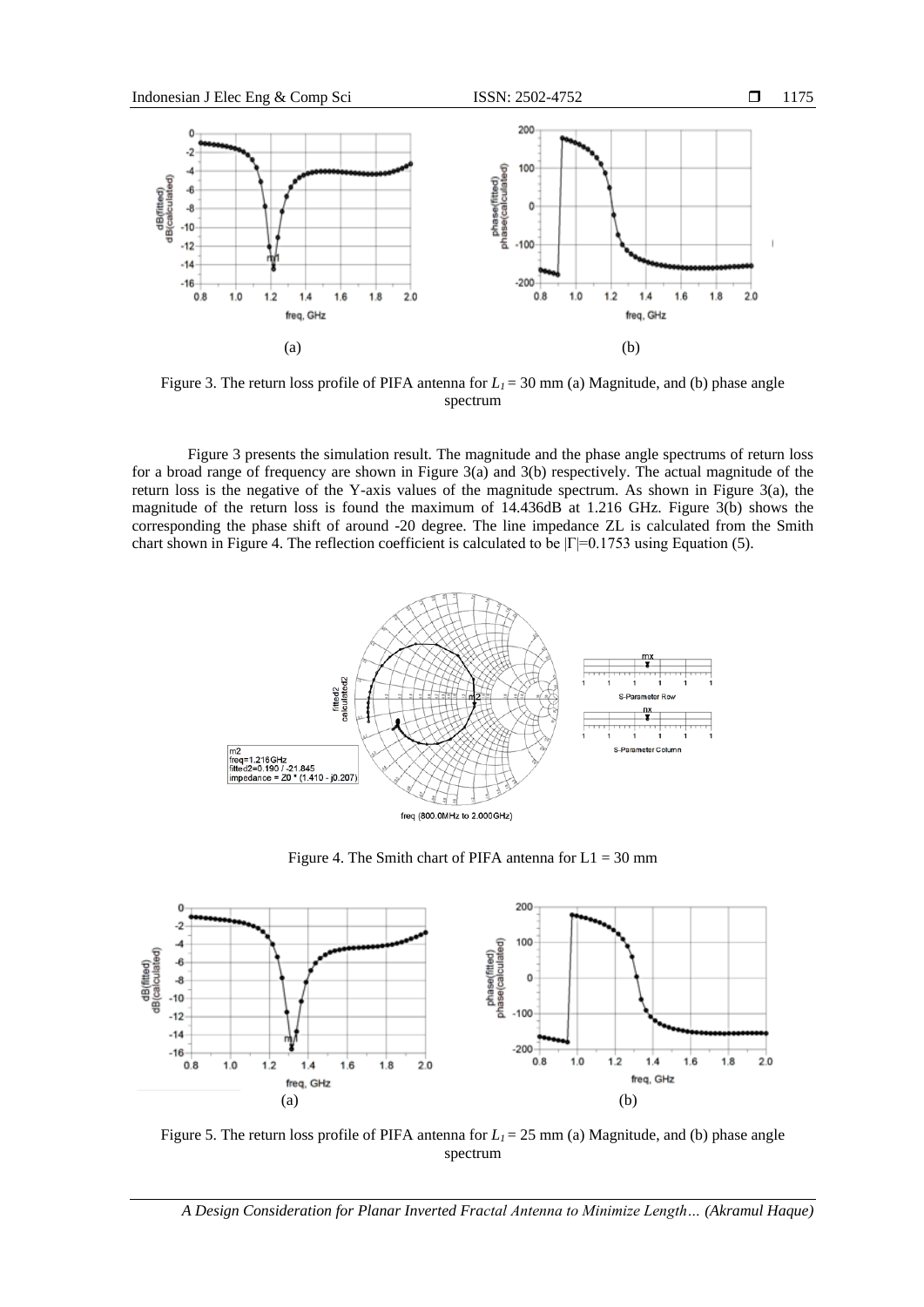Figure 3. The return loss profile of PIFA antenna for $L_1 = 30$ mm (a) Magnitude, and (b) phase angle spectrum

Figure 3 presents the simulation result. The magnitude and the phase angle spectrums of return loss for a broad range of frequency are shown in Figure 3(a) and 3(b) respectively. The actual magnitude of the return loss is the negative of the Y-axis values of the magnitude spectrum. As shown in Figure 3(a), the magnitude of the return loss is found the maximum of 14.436dB at 1.216 GHz. Figure 3(b) shows the corresponding the phase shift of around -20 degree. The line impedance ZL is calculated from the Smith chart shown in Figure 4. The reflection coefficient is calculated to be $|\Gamma|=0.1753$ using Equation (5).

Figure 4. The Smith chart of PIFA antenna for L1 = 30 mm

Figure 5. The return loss profile of PIFA antenna for $L_1 = 25$ mm (a) Magnitude, and (b) phase angle spectrum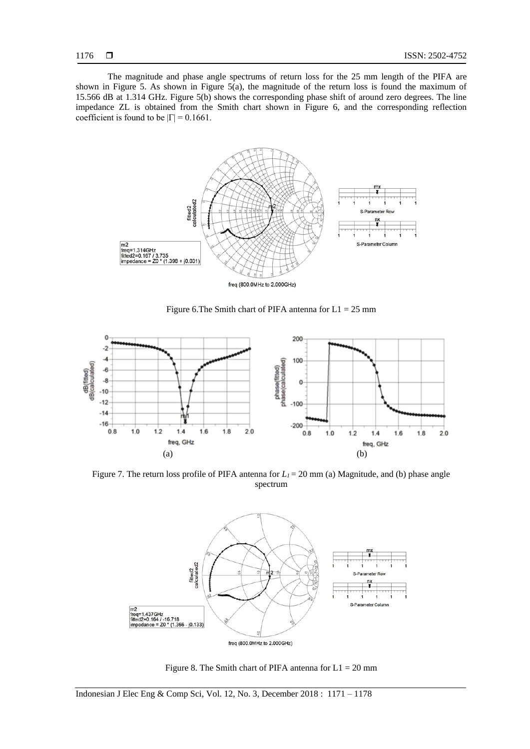The magnitude and phase angle spectrums of return loss for the 25 mm length of the PIFA are shown in Figure 5. As shown in Figure 5(a), the magnitude of the return loss is found the maximum of 15.566 dB at 1.314 GHz. Figure 5(b) shows the corresponding phase shift of around zero degrees. The line impedance ZL is obtained from the Smith chart shown in Figure 6, and the corresponding reflection coefficient is found to be $|\Gamma| = 0.1661$.

Figure 6.The Smith chart of PIFA antenna for L1 = 25 mm

Figure 7. The return loss profile of PIFA antenna for $L_1 = 20$ mm (a) Magnitude, and (b) phase angle spectrum

Figure 8. The Smith chart of PIFA antenna for L1 = 20 mm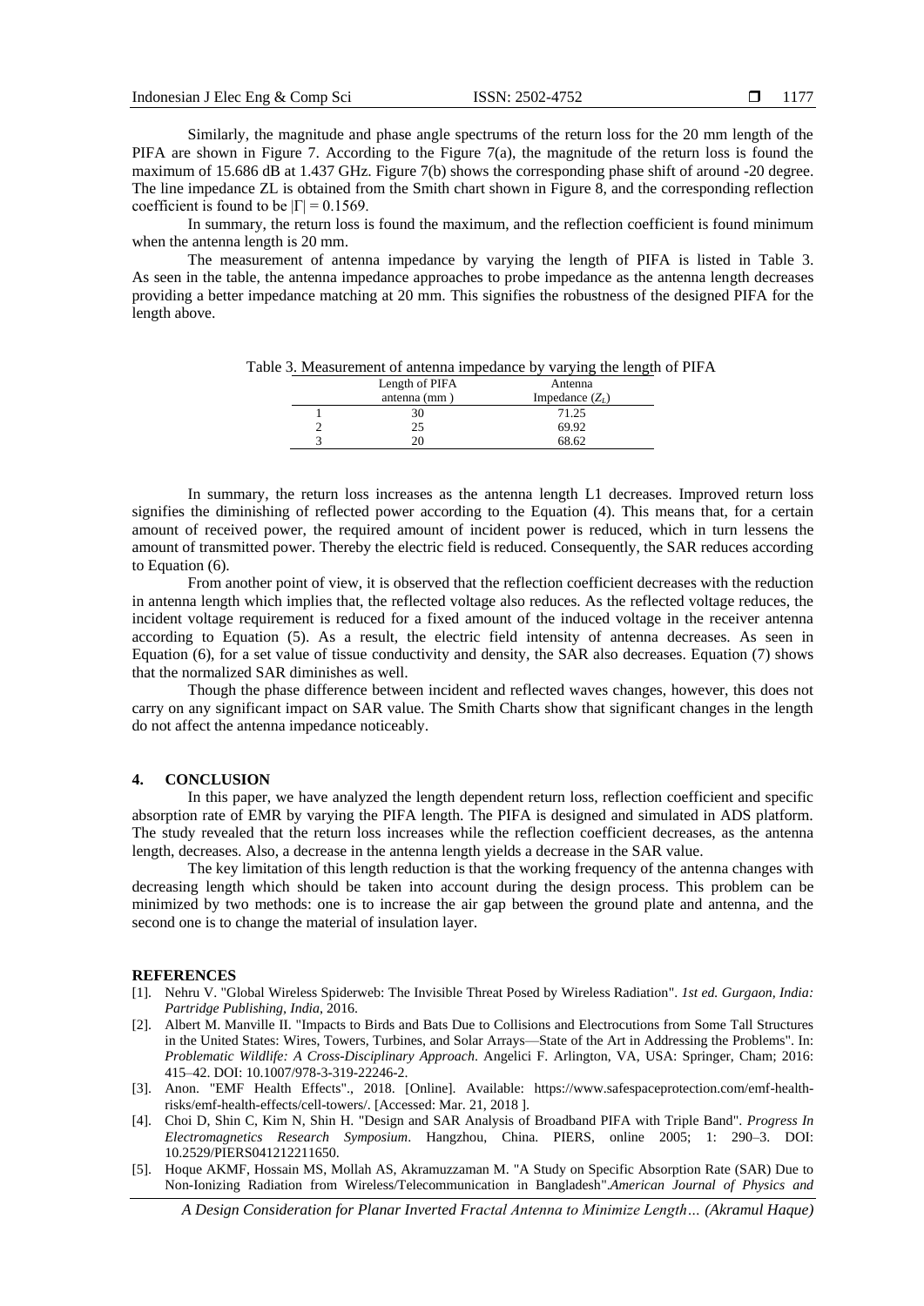Similarly, the magnitude and phase angle spectrums of the return loss for the 20 mm length of the PIFA are shown in Figure 7. According to the Figure 7(a), the magnitude of the return loss is found the maximum of 15.686 dB at 1.437 GHz. Figure 7(b) shows the corresponding phase shift of around -20 degree. The line impedance ZL is obtained from the Smith chart shown in Figure 8, and the corresponding reflection coefficient is found to be $|\Gamma| = 0.1569$.

In summary, the return loss is found the maximum, and the reflection coefficient is found minimum when the antenna length is 20 mm.

The measurement of antenna impedance by varying the length of PIFA is listed in Table 3. As seen in the table, the antenna impedance approaches to probe impedance as the antenna length decreases providing a better impedance matching at 20 mm. This signifies the robustness of the designed PIFA for the length above.

Table 3. Measurement of antenna impedance by varying the length of PIFA

| | Length of PIFA antenna (mm ) | Antenna Impedance ($Z_L$) |
|---|---|---|
| 1 | 30 | 71.25 |
| 2 | 25 | 69.92 |
| 3 | 20 | 68.62 |

In summary, the return loss increases as the antenna length L1 decreases. Improved return loss signifies the diminishing of reflected power according to the Equation (4). This means that, for a certain amount of received power, the required amount of incident power is reduced, which in turn lessens the amount of transmitted power. Thereby the electric field is reduced. Consequently, the SAR reduces according to Equation (6).

From another point of view, it is observed that the reflection coefficient decreases with the reduction in antenna length which implies that, the reflected voltage also reduces. As the reflected voltage reduces, the incident voltage requirement is reduced for a fixed amount of the induced voltage in the receiver antenna according to Equation (5). As a result, the electric field intensity of antenna decreases. As seen in Equation (6), for a set value of tissue conductivity and density, the SAR also decreases. Equation (7) shows that the normalized SAR diminishes as well.

Though the phase difference between incident and reflected waves changes, however, this does not carry on any significant impact on SAR value. The Smith Charts show that significant changes in the length do not affect the antenna impedance noticeably.

## 4. CONCLUSION

In this paper, we have analyzed the length dependent return loss, reflection coefficient and specific absorption rate of EMR by varying the PIFA length. The PIFA is designed and simulated in ADS platform. The study revealed that the return loss increases while the reflection coefficient decreases, as the antenna length, decreases. Also, a decrease in the antenna length yields a decrease in the SAR value.

The key limitation of this length reduction is that the working frequency of the antenna changes with decreasing length which should be taken into account during the design process. This problem can be minimized by two methods: one is to increase the air gap between the ground plate and antenna, and the second one is to change the material of insulation layer.

## REFERENCES

[1]. Nehru V. "Global Wireless Spiderweb: The Invisible Threat Posed by Wireless Radiation". *1st ed. Gurgaon, India: Partridge Publishing, India*, 2016.

[2]. Albert M. Manville II. "Impacts to Birds and Bats Due to Collisions and Electrocutions from Some Tall Structures in the United States: Wires, Towers, Turbines, and Solar Arrays—State of the Art in Addressing the Problems". In: *Problematic Wildlife: A Cross-Disciplinary Approach*. Angelici F. Arlington, VA, USA: Springer, Cham; 2016: 415–42. DOI: 10.1007/978-3-319-22246-2.

[3]. Anon. "EMF Health Effects"., 2018. [Online]. Available: https://www.safespaceprotection.com/emf-health-risks/emf-health-effects/cell-towers/. [Accessed: Mar. 21, 2018 ].

[4]. Choi D, Shin C, Kim N, Shin H. "Design and SAR Analysis of Broadband PIFA with Triple Band". *Progress In Electromagnetics Research Symposium*. Hangzhou, China. PIERS, online 2005; 1: 290–3. DOI: 10.2529/PIERS041212211650.

[5]. Hoque AKMF, Hossain MS, Mollah AS, Akramuzzaman M. "A Study on Specific Absorption Rate (SAR) Due to Non-Ionizing Radiation from Wireless/Telecommunication in Bangladesh".*American Journal of Physics and*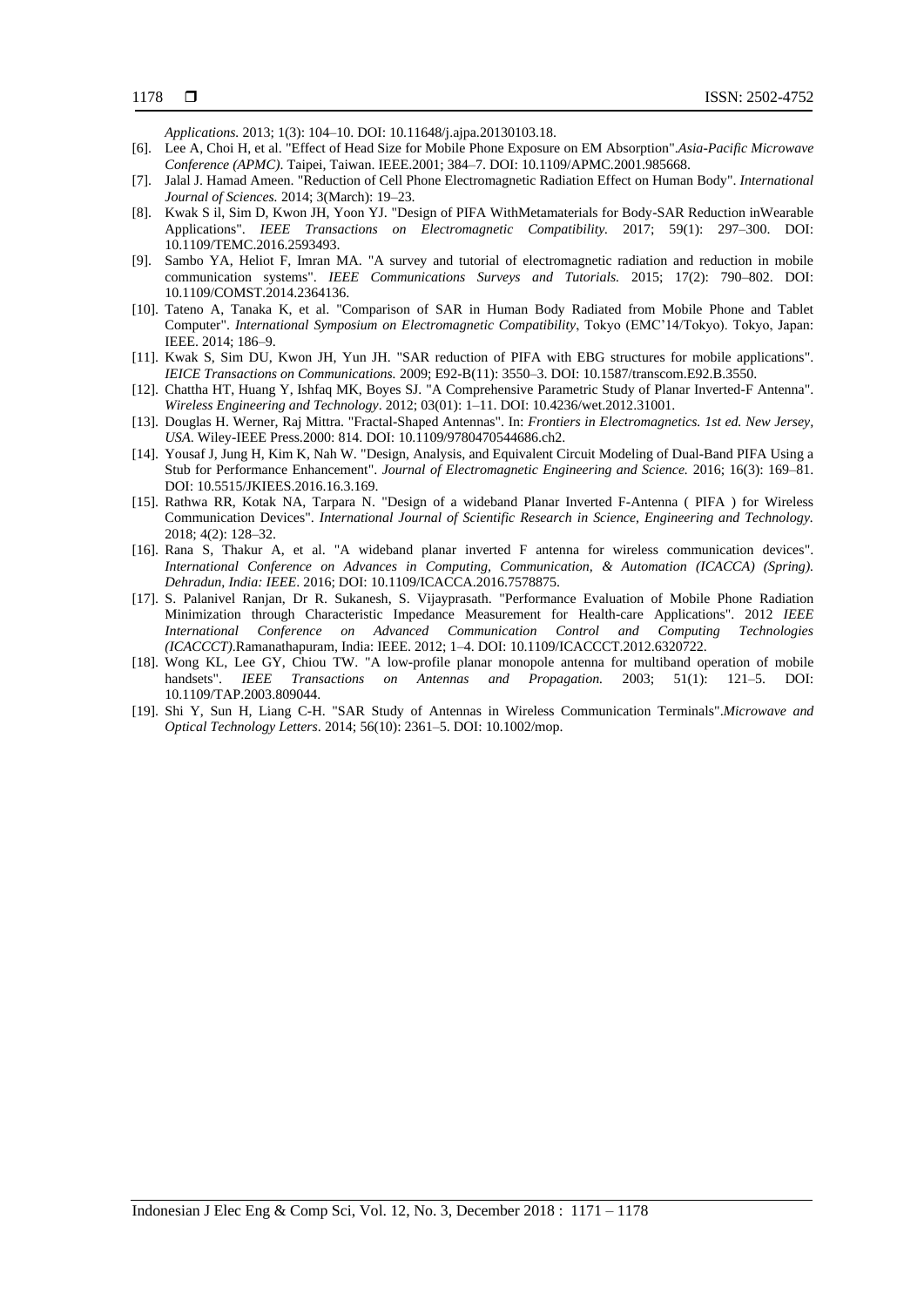*Applications.* 2013; 1(3): 104–10. DOI: 10.11648/j.ajpa.20130103.18.

[6]. Lee A, Choi H, et al. "Effect of Head Size for Mobile Phone Exposure on EM Absorption".*Asia-Pacific Microwave Conference (APMC)*. Taipei, Taiwan. IEEE.2001; 384–7. DOI: 10.1109/APMC.2001.985668.

[7]. Jalal J. Hamad Ameen. "Reduction of Cell Phone Electromagnetic Radiation Effect on Human Body". *International Journal of Sciences.* 2014; 3(March): 19–23.

[8]. Kwak S il, Sim D, Kwon JH, Yoon YJ. "Design of PIFA WithMetamaterials for Body-SAR Reduction inWearable Applications". *IEEE Transactions on Electromagnetic Compatibility.* 2017; 59(1): 297–300. DOI: 10.1109/TEMC.2016.2593493.

[9]. Sambo YA, Heliot F, Imran MA. "A survey and tutorial of electromagnetic radiation and reduction in mobile communication systems". *IEEE Communications Surveys and Tutorials.* 2015; 17(2): 790–802. DOI: 10.1109/COMST.2014.2364136.

[10]. Tateno A, Tanaka K, et al. "Comparison of SAR in Human Body Radiated from Mobile Phone and Tablet Computer". *International Symposium on Electromagnetic Compatibility*, Tokyo (EMC'14/Tokyo). Tokyo, Japan: IEEE. 2014; 186–9.

[11]. Kwak S, Sim DU, Kwon JH, Yun JH. "SAR reduction of PIFA with EBG structures for mobile applications". *IEICE Transactions on Communications.* 2009; E92-B(11): 3550–3. DOI: 10.1587/transcom.E92.B.3550.

[12]. Chattha HT, Huang Y, Ishfaq MK, Boyes SJ. "A Comprehensive Parametric Study of Planar Inverted-F Antenna". *Wireless Engineering and Technology*. 2012; 03(01): 1–11. DOI: 10.4236/wet.2012.31001.

[13]. Douglas H. Werner, Raj Mittra. "Fractal-Shaped Antennas". In: *Frontiers in Electromagnetics. 1st ed. New Jersey, USA*. Wiley-IEEE Press.2000: 814. DOI: 10.1109/9780470544686.ch2.

[14]. Yousaf J, Jung H, Kim K, Nah W. "Design, Analysis, and Equivalent Circuit Modeling of Dual-Band PIFA Using a Stub for Performance Enhancement". *Journal of Electromagnetic Engineering and Science.* 2016; 16(3): 169–81. DOI: 10.5515/JKIEES.2016.16.3.169.

[15]. Rathwa RR, Kotak NA, Tarpara N. "Design of a wideband Planar Inverted F-Antenna ( PIFA ) for Wireless Communication Devices". *International Journal of Scientific Research in Science, Engineering and Technology.* 2018; 4(2): 128–32.

[16]. Rana S, Thakur A, et al. "A wideband planar inverted F antenna for wireless communication devices". *International Conference on Advances in Computing, Communication, & Automation (ICACCA) (Spring). Dehradun, India: IEEE*. 2016; DOI: 10.1109/ICACCA.2016.7578875.

[17]. S. Palanivel Ranjan, Dr R. Sukanesh, S. Vijayprasath. "Performance Evaluation of Mobile Phone Radiation Minimization through Characteristic Impedance Measurement for Health-care Applications". 2012 *IEEE International Conference on Advanced Communication Control and Computing Technologies (ICACCCT)*.Ramanathapuram, India: IEEE. 2012; 1–4. DOI: 10.1109/ICACCCT.2012.6320722.

[18]. Wong KL, Lee GY, Chiou TW. "A low-profile planar monopole antenna for multiband operation of mobile handsets". *IEEE Transactions on Antennas and Propagation.* 2003; 51(1): 121–5. DOI: 10.1109/TAP.2003.809044.

[19]. Shi Y, Sun H, Liang C-H. "SAR Study of Antennas in Wireless Communication Terminals".*Microwave and Optical Technology Letters*. 2014; 56(10): 2361–5. DOI: 10.1002/mop.